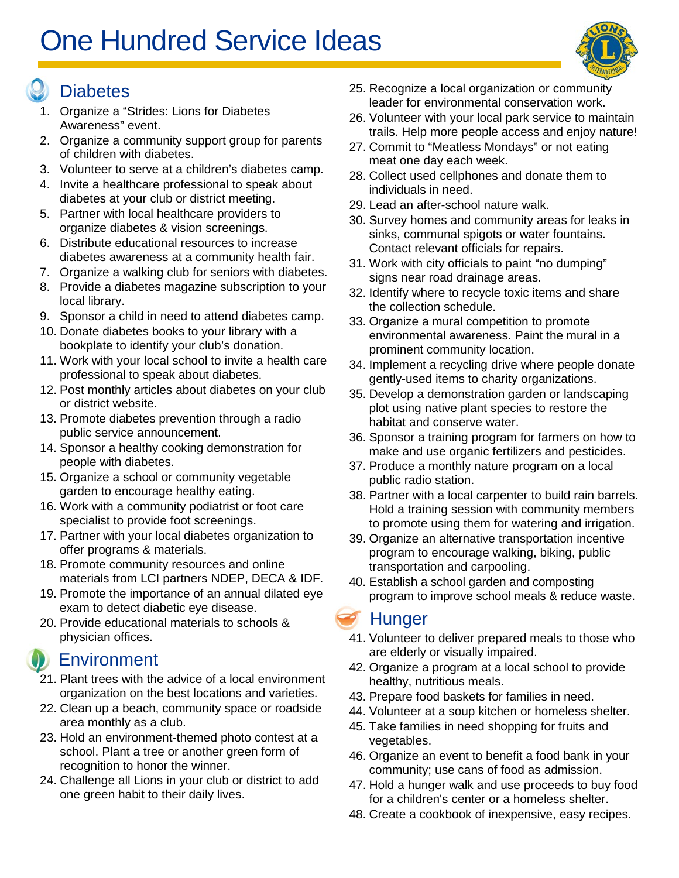# One Hundred Service Ideas

## Diabetes

1. Organize a "Strides: Lions for Diabetes Awareness" event.
2. Organize a community support group for parents of children with diabetes.
3. Volunteer to serve at a children's diabetes camp.
4. Invite a healthcare professional to speak about diabetes at your club or district meeting.
5. Partner with local healthcare providers to organize diabetes & vision screenings.
6. Distribute educational resources to increase diabetes awareness at a community health fair.
7. Organize a walking club for seniors with diabetes.
8. Provide a diabetes magazine subscription to your local library.
9. Sponsor a child in need to attend diabetes camp.
10. Donate diabetes books to your library with a bookplate to identify your club's donation.
11. Work with your local school to invite a health care professional to speak about diabetes.
12. Post monthly articles about diabetes on your club or district website.
13. Promote diabetes prevention through a radio public service announcement.
14. Sponsor a healthy cooking demonstration for people with diabetes.
15. Organize a school or community vegetable garden to encourage healthy eating.
16. Work with a community podiatrist or foot care specialist to provide foot screenings.
17. Partner with your local diabetes organization to offer programs & materials.
18. Promote community resources and online materials from LCI partners NDEP, DECA & IDF.
19. Promote the importance of an annual dilated eye exam to detect diabetic eye disease.
20. Provide educational materials to schools & physician offices.

## Environment

21. Plant trees with the advice of a local environment organization on the best locations and varieties.
22. Clean up a beach, community space or roadside area monthly as a club.
23. Hold an environment-themed photo contest at a school. Plant a tree or another green form of recognition to honor the winner.
24. Challenge all Lions in your club or district to add one green habit to their daily lives.
25. Recognize a local organization or community leader for environmental conservation work.
26. Volunteer with your local park service to maintain trails. Help more people access and enjoy nature!
27. Commit to "Meatless Mondays" or not eating meat one day each week.
28. Collect used cellphones and donate them to individuals in need.
29. Lead an after-school nature walk.
30. Survey homes and community areas for leaks in sinks, communal spigots or water fountains. Contact relevant officials for repairs.
31. Work with city officials to paint "no dumping" signs near road drainage areas.
32. Identify where to recycle toxic items and share the collection schedule.
33. Organize a mural competition to promote environmental awareness. Paint the mural in a prominent community location.
34. Implement a recycling drive where people donate gently-used items to charity organizations.
35. Develop a demonstration garden or landscaping plot using native plant species to restore the habitat and conserve water.
36. Sponsor a training program for farmers on how to make and use organic fertilizers and pesticides.
37. Produce a monthly nature program on a local public radio station.
38. Partner with a local carpenter to build rain barrels. Hold a training session with community members to promote using them for watering and irrigation.
39. Organize an alternative transportation incentive program to encourage walking, biking, public transportation and carpooling.
40. Establish a school garden and composting program to improve school meals & reduce waste.

## Hunger

41. Volunteer to deliver prepared meals to those who are elderly or visually impaired.
42. Organize a program at a local school to provide healthy, nutritious meals.
43. Prepare food baskets for families in need.
44. Volunteer at a soup kitchen or homeless shelter.
45. Take families in need shopping for fruits and vegetables.
46. Organize an event to benefit a food bank in your community; use cans of food as admission.
47. Hold a hunger walk and use proceeds to buy food for a children's center or a homeless shelter.
48. Create a cookbook of inexpensive, easy recipes.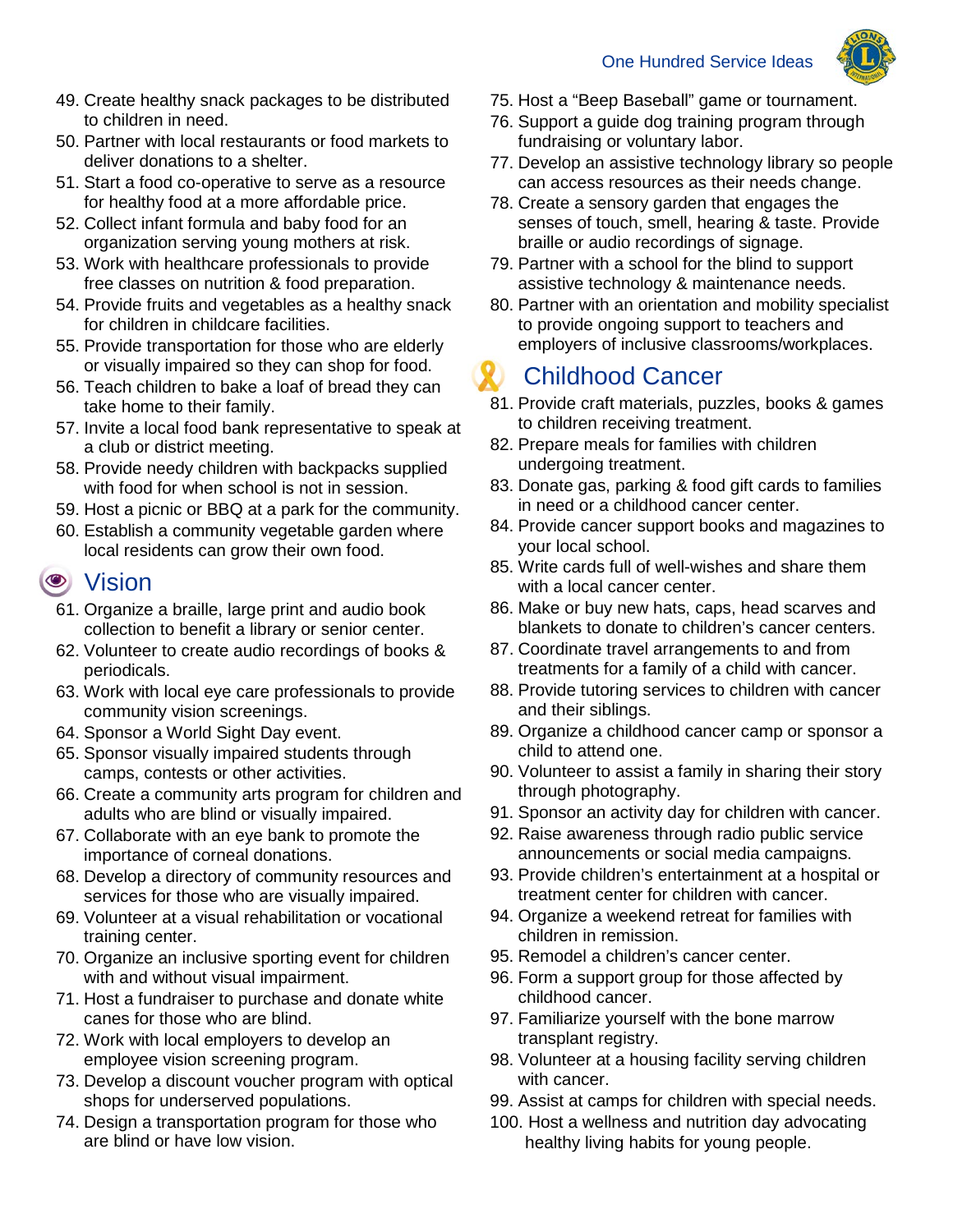49. Create healthy snack packages to be distributed to children in need.
50. Partner with local restaurants or food markets to deliver donations to a shelter.
51. Start a food co-operative to serve as a resource for healthy food at a more affordable price.
52. Collect infant formula and baby food for an organization serving young mothers at risk.
53. Work with healthcare professionals to provide free classes on nutrition & food preparation.
54. Provide fruits and vegetables as a healthy snack for children in childcare facilities.
55. Provide transportation for those who are elderly or visually impaired so they can shop for food.
56. Teach children to bake a loaf of bread they can take home to their family.
57. Invite a local food bank representative to speak at a club or district meeting.
58. Provide needy children with backpacks supplied with food for when school is not in session.
59. Host a picnic or BBQ at a park for the community.
60. Establish a community vegetable garden where local residents can grow their own food.

## Vision

61. Organize a braille, large print and audio book collection to benefit a library or senior center.
62. Volunteer to create audio recordings of books & periodicals.
63. Work with local eye care professionals to provide community vision screenings.
64. Sponsor a World Sight Day event.
65. Sponsor visually impaired students through camps, contests or other activities.
66. Create a community arts program for children and adults who are blind or visually impaired.
67. Collaborate with an eye bank to promote the importance of corneal donations.
68. Develop a directory of community resources and services for those who are visually impaired.
69. Volunteer at a visual rehabilitation or vocational training center.
70. Organize an inclusive sporting event for children with and without visual impairment.
71. Host a fundraiser to purchase and donate white canes for those who are blind.
72. Work with local employers to develop an employee vision screening program.
73. Develop a discount voucher program with optical shops for underserved populations.
74. Design a transportation program for those who are blind or have low vision.
75. Host a "Beep Baseball" game or tournament.
76. Support a guide dog training program through fundraising or voluntary labor.
77. Develop an assistive technology library so people can access resources as their needs change.
78. Create a sensory garden that engages the senses of touch, smell, hearing & taste. Provide braille or audio recordings of signage.
79. Partner with a school for the blind to support assistive technology & maintenance needs.
80. Partner with an orientation and mobility specialist to provide ongoing support to teachers and employers of inclusive classrooms/workplaces.

## Childhood Cancer

81. Provide craft materials, puzzles, books & games to children receiving treatment.
82. Prepare meals for families with children undergoing treatment.
83. Donate gas, parking & food gift cards to families in need or a childhood cancer center.
84. Provide cancer support books and magazines to your local school.
85. Write cards full of well-wishes and share them with a local cancer center.
86. Make or buy new hats, caps, head scarves and blankets to donate to children's cancer centers.
87. Coordinate travel arrangements to and from treatments for a family of a child with cancer.
88. Provide tutoring services to children with cancer and their siblings.
89. Organize a childhood cancer camp or sponsor a child to attend one.
90. Volunteer to assist a family in sharing their story through photography.
91. Sponsor an activity day for children with cancer.
92. Raise awareness through radio public service announcements or social media campaigns.
93. Provide children's entertainment at a hospital or treatment center for children with cancer.
94. Organize a weekend retreat for families with children in remission.
95. Remodel a children's cancer center.
96. Form a support group for those affected by childhood cancer.
97. Familiarize yourself with the bone marrow transplant registry.
98. Volunteer at a housing facility serving children with cancer.
99. Assist at camps for children with special needs.
100. Host a wellness and nutrition day advocating healthy living habits for young people.